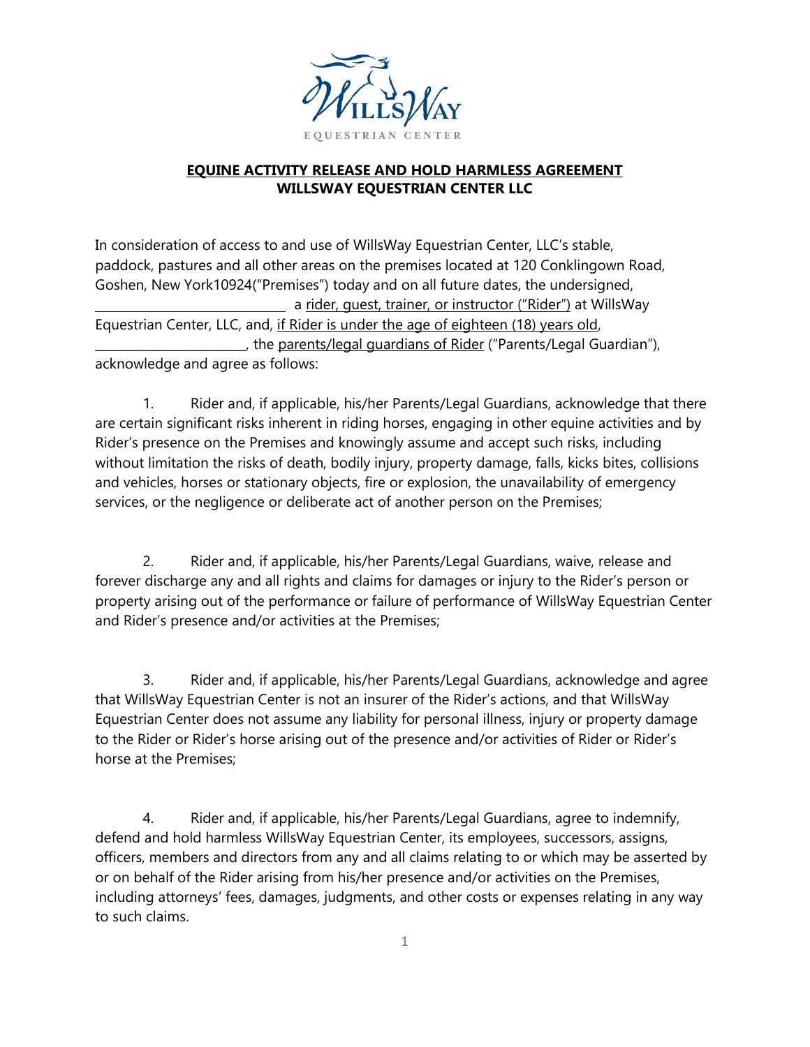# EQUINE ACTIVITY RELEASE AND HOLD HARMLESS AGREEMENT
## WILLSWAY EQUESTRIAN CENTER LLC

In consideration of access to and use of WillsWay Equestrian Center, LLC's stable, paddock, pastures and all other areas on the premises located at 120 Conklingown Road, Goshen, New York10924("Premises") today and on all future dates, the undersigned, ______________________________ a rider, guest, trainer, or instructor ("Rider") at WillsWay Equestrian Center, LLC, and, if Rider is under the age of eighteen (18) years old, ________________________, the parents/legal guardians of Rider ("Parents/Legal Guardian"), acknowledge and agree as follows:

1. Rider and, if applicable, his/her Parents/Legal Guardians, acknowledge that there are certain significant risks inherent in riding horses, engaging in other equine activities and by Rider's presence on the Premises and knowingly assume and accept such risks, including without limitation the risks of death, bodily injury, property damage, falls, kicks bites, collisions and vehicles, horses or stationary objects, fire or explosion, the unavailability of emergency services, or the negligence or deliberate act of another person on the Premises;

2. Rider and, if applicable, his/her Parents/Legal Guardians, waive, release and forever discharge any and all rights and claims for damages or injury to the Rider's person or property arising out of the performance or failure of performance of WillsWay Equestrian Center and Rider's presence and/or activities at the Premises;

3. Rider and, if applicable, his/her Parents/Legal Guardians, acknowledge and agree that WillsWay Equestrian Center is not an insurer of the Rider's actions, and that WillsWay Equestrian Center does not assume any liability for personal illness, injury or property damage to the Rider or Rider's horse arising out of the presence and/or activities of Rider or Rider's horse at the Premises;

4. Rider and, if applicable, his/her Parents/Legal Guardians, agree to indemnify, defend and hold harmless WillsWay Equestrian Center, its employees, successors, assigns, officers, members and directors from any and all claims relating to or which may be asserted by or on behalf of the Rider arising from his/her presence and/or activities on the Premises, including attorneys' fees, damages, judgments, and other costs or expenses relating in any way to such claims.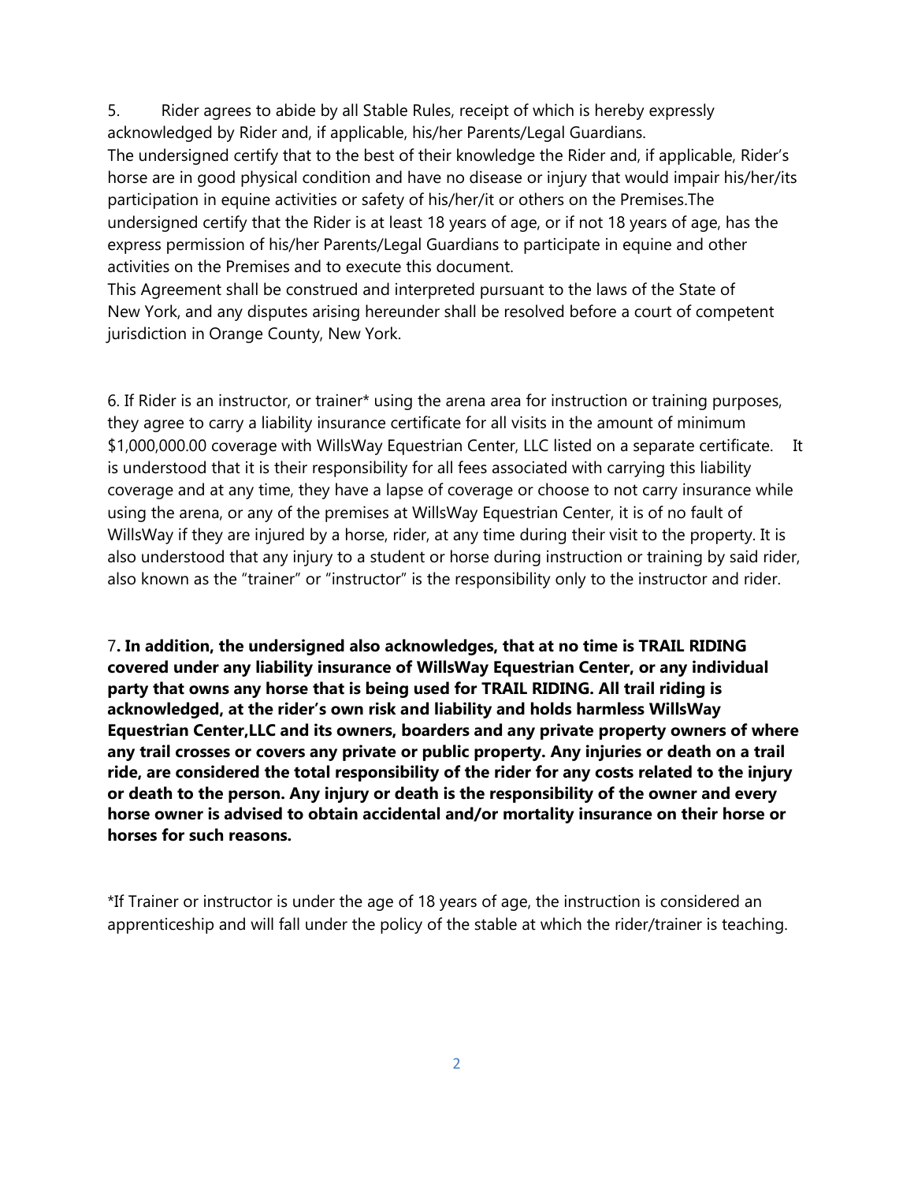5. Rider agrees to abide by all Stable Rules, receipt of which is hereby expressly acknowledged by Rider and, if applicable, his/her Parents/Legal Guardians.
The undersigned certify that to the best of their knowledge the Rider and, if applicable, Rider's horse are in good physical condition and have no disease or injury that would impair his/her/its participation in equine activities or safety of his/her/it or others on the Premises.The undersigned certify that the Rider is at least 18 years of age, or if not 18 years of age, has the express permission of his/her Parents/Legal Guardians to participate in equine and other activities on the Premises and to execute this document.
This Agreement shall be construed and interpreted pursuant to the laws of the State of New York, and any disputes arising hereunder shall be resolved before a court of competent jurisdiction in Orange County, New York.

6. If Rider is an instructor, or trainer* using the arena area for instruction or training purposes, they agree to carry a liability insurance certificate for all visits in the amount of minimum $1,000,000.00 coverage with WillsWay Equestrian Center, LLC listed on a separate certificate. It is understood that it is their responsibility for all fees associated with carrying this liability coverage and at any time, they have a lapse of coverage or choose to not carry insurance while using the arena, or any of the premises at WillsWay Equestrian Center, it is of no fault of WillsWay if they are injured by a horse, rider, at any time during their visit to the property. It is also understood that any injury to a student or horse during instruction or training by said rider, also known as the "trainer" or "instructor" is the responsibility only to the instructor and rider.

7**. In addition, the undersigned also acknowledges, that at no time is TRAIL RIDING covered under any liability insurance of WillsWay Equestrian Center, or any individual party that owns any horse that is being used for TRAIL RIDING. All trail riding is acknowledged, at the rider's own risk and liability and holds harmless WillsWay Equestrian Center,LLC and its owners, boarders and any private property owners of where any trail crosses or covers any private or public property. Any injuries or death on a trail ride, are considered the total responsibility of the rider for any costs related to the injury or death to the person. Any injury or death is the responsibility of the owner and every horse owner is advised to obtain accidental and/or mortality insurance on their horse or horses for such reasons.**

*If Trainer or instructor is under the age of 18 years of age, the instruction is considered an apprenticeship and will fall under the policy of the stable at which the rider/trainer is teaching.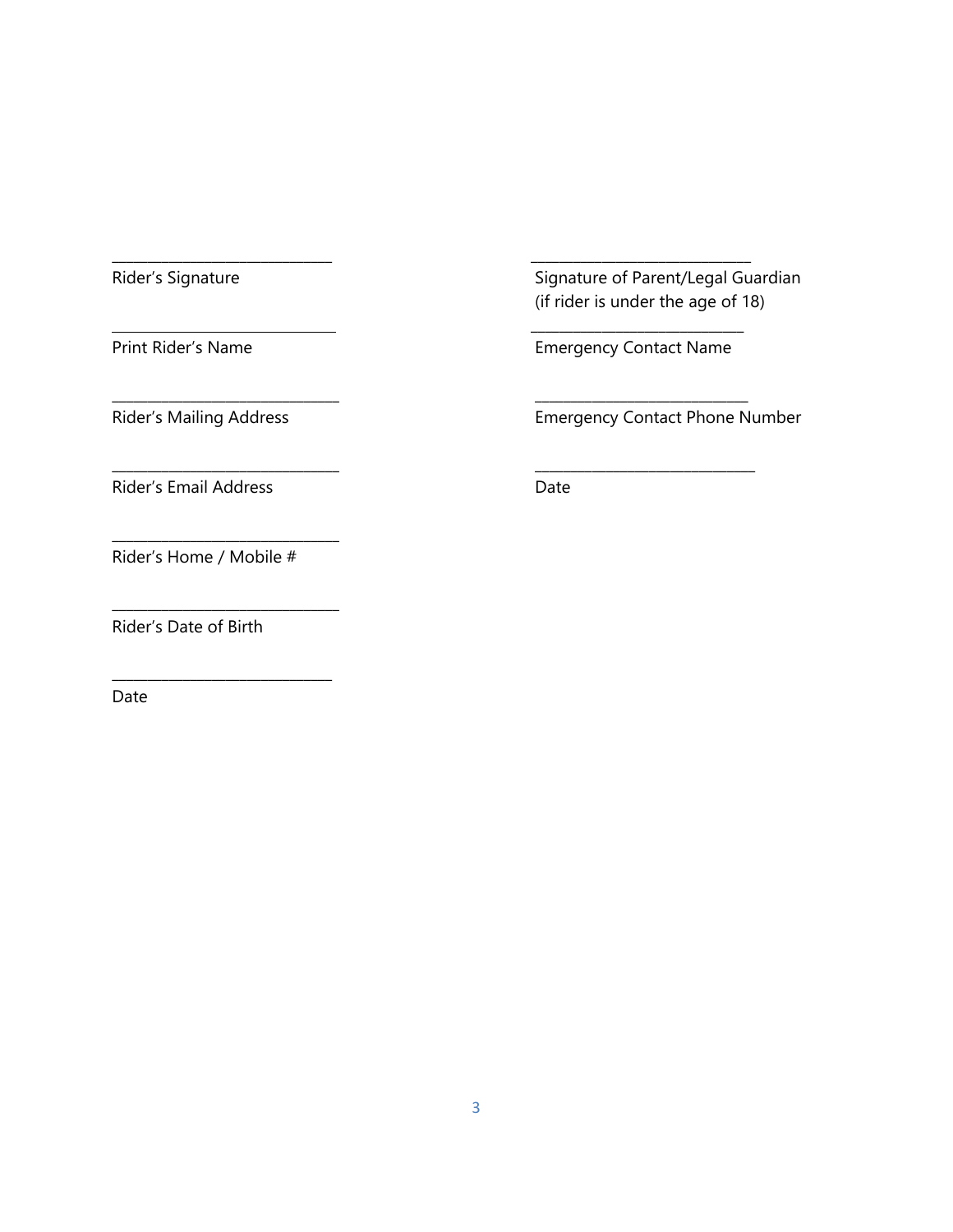_____________________________ _____________________________

Rider's Signature Signature of Parent/Legal Guardian (if rider is under the age of 18)

_____________________________ _____________________________

Print Rider's Name Emergency Contact Name

_____________________________ _____________________________

Rider's Mailing Address Emergency Contact Phone Number

_____________________________ _____________________________

Rider's Email Address Date

_____________________________

Rider's Home / Mobile #

_____________________________

Rider's Date of Birth

_____________________________

Date